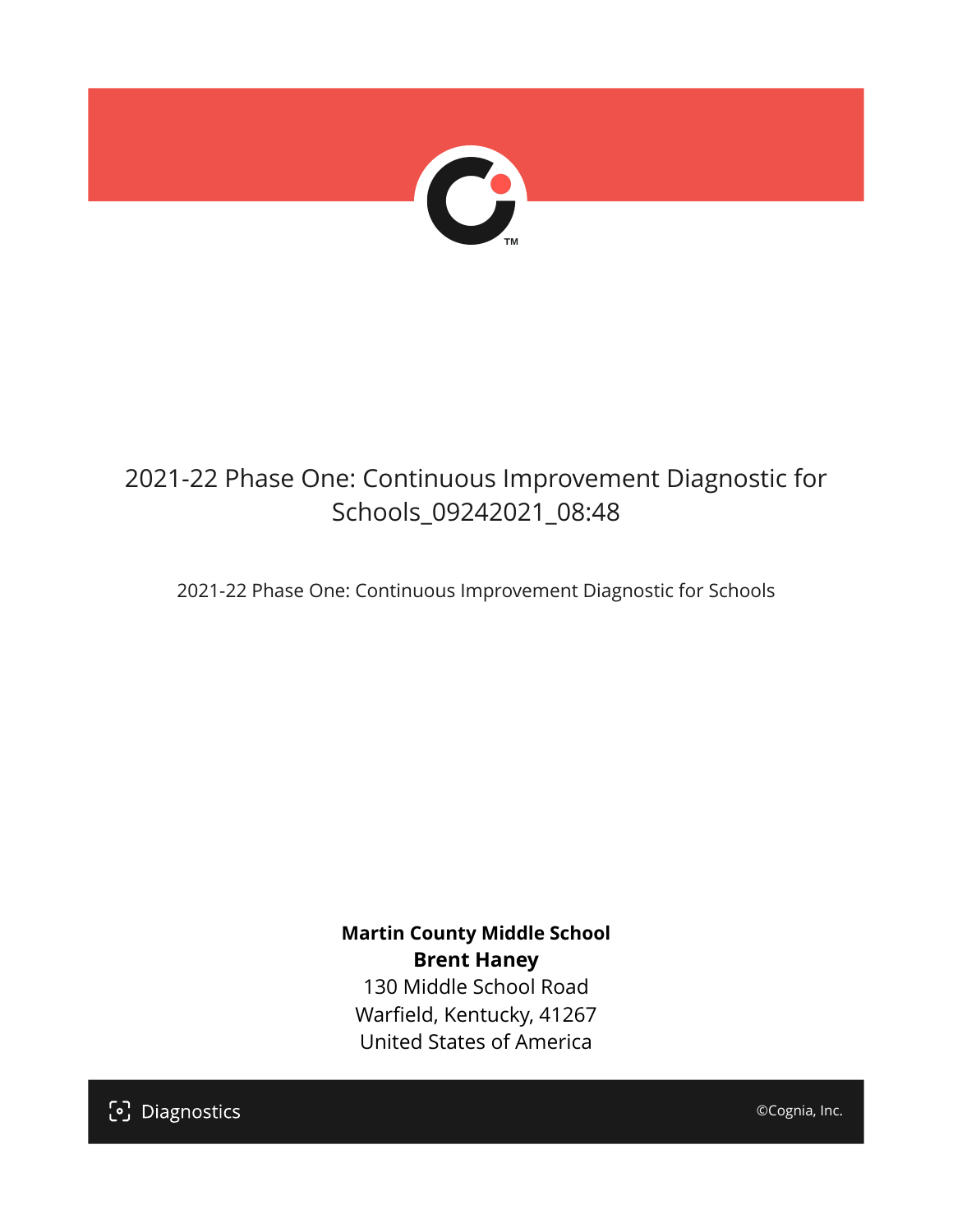# 2021-22 Phase One: Continuous Improvement Diagnostic for Schools_09242021_08:48

2021-22 Phase One: Continuous Improvement Diagnostic for Schools

**Martin County Middle School**
**Brent Haney**
130 Middle School Road
Warfield, Kentucky, 41267
United States of America

Diagnostics

©Cognia, Inc.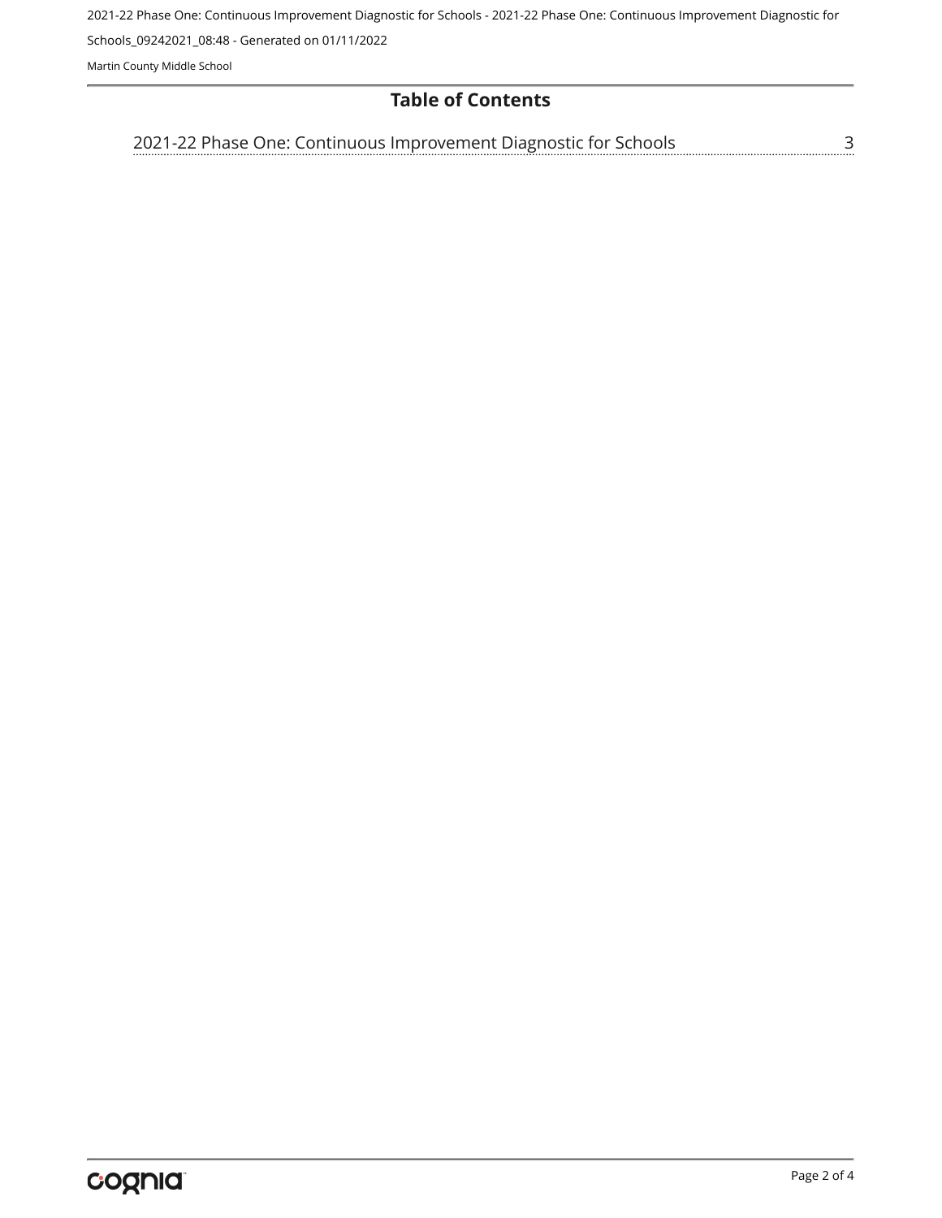# Table of Contents

2021-22 Phase One: Continuous Improvement Diagnostic for Schools ........ 3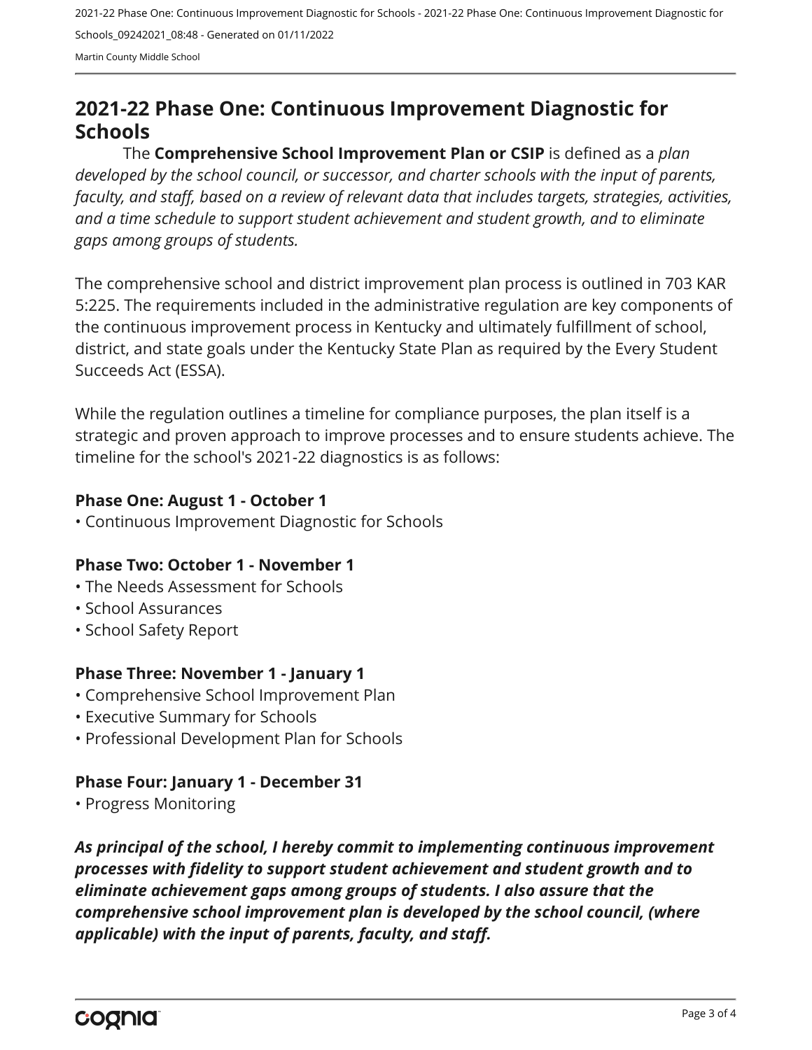# 2021-22 Phase One: Continuous Improvement Diagnostic for Schools

The **Comprehensive School Improvement Plan or CSIP** is defined as a *plan developed by the school council, or successor, and charter schools with the input of parents, faculty, and staff, based on a review of relevant data that includes targets, strategies, activities, and a time schedule to support student achievement and student growth, and to eliminate gaps among groups of students.*

The comprehensive school and district improvement plan process is outlined in 703 KAR 5:225. The requirements included in the administrative regulation are key components of the continuous improvement process in Kentucky and ultimately fulfillment of school, district, and state goals under the Kentucky State Plan as required by the Every Student Succeeds Act (ESSA).

While the regulation outlines a timeline for compliance purposes, the plan itself is a strategic and proven approach to improve processes and to ensure students achieve. The timeline for the school's 2021-22 diagnostics is as follows:

**Phase One: August 1 - October 1**

- Continuous Improvement Diagnostic for Schools

**Phase Two: October 1 - November 1**

- The Needs Assessment for Schools
- School Assurances
- School Safety Report

**Phase Three: November 1 - January 1**

- Comprehensive School Improvement Plan
- Executive Summary for Schools
- Professional Development Plan for Schools

**Phase Four: January 1 - December 31**

- Progress Monitoring

***As principal of the school, I hereby commit to implementing continuous improvement processes with fidelity to support student achievement and student growth and to eliminate achievement gaps among groups of students. I also assure that the comprehensive school improvement plan is developed by the school council, (where applicable) with the input of parents, faculty, and staff.***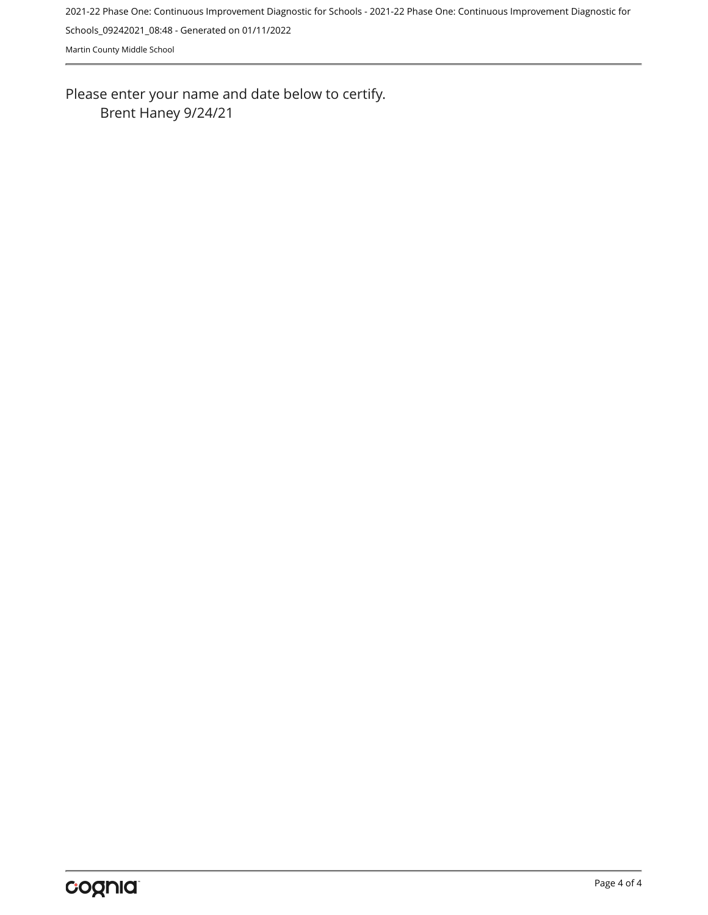Please enter your name and date below to certify.

Brent Haney 9/24/21